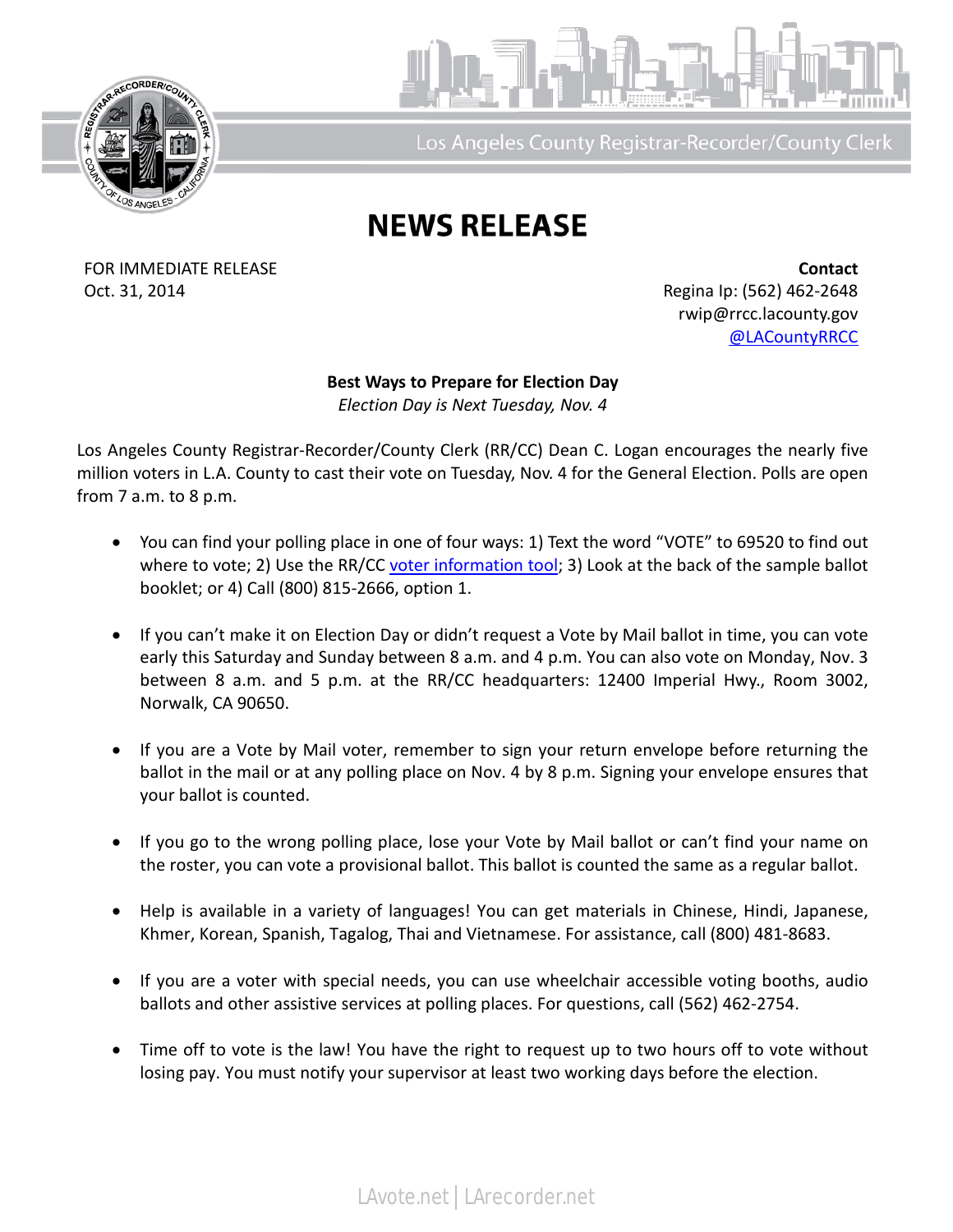Los Angeles County Registrar-Recorder/County Clerk

# NEWS RELEASE

FOR IMMEDIATE RELEASE
Oct. 31, 2014

**Contact**
Regina Ip: (562) 462-2648
rwip@rrcc.lacounty.gov
@LACountyRRCC

**Best Ways to Prepare for Election Day**
*Election Day is Next Tuesday, Nov. 4*

Los Angeles County Registrar-Recorder/County Clerk (RR/CC) Dean C. Logan encourages the nearly five million voters in L.A. County to cast their vote on Tuesday, Nov. 4 for the General Election. Polls are open from 7 a.m. to 8 p.m.

- You can find your polling place in one of four ways: 1) Text the word "VOTE" to 69520 to find out where to vote; 2) Use the RR/CC voter information tool; 3) Look at the back of the sample ballot booklet; or 4) Call (800) 815-2666, option 1.

- If you can't make it on Election Day or didn't request a Vote by Mail ballot in time, you can vote early this Saturday and Sunday between 8 a.m. and 4 p.m. You can also vote on Monday, Nov. 3 between 8 a.m. and 5 p.m. at the RR/CC headquarters: 12400 Imperial Hwy., Room 3002, Norwalk, CA 90650.

- If you are a Vote by Mail voter, remember to sign your return envelope before returning the ballot in the mail or at any polling place on Nov. 4 by 8 p.m. Signing your envelope ensures that your ballot is counted.

- If you go to the wrong polling place, lose your Vote by Mail ballot or can't find your name on the roster, you can vote a provisional ballot. This ballot is counted the same as a regular ballot.

- Help is available in a variety of languages! You can get materials in Chinese, Hindi, Japanese, Khmer, Korean, Spanish, Tagalog, Thai and Vietnamese. For assistance, call (800) 481-8683.

- If you are a voter with special needs, you can use wheelchair accessible voting booths, audio ballots and other assistive services at polling places. For questions, call (562) 462-2754.

- Time off to vote is the law! You have the right to request up to two hours off to vote without losing pay. You must notify your supervisor at least two working days before the election.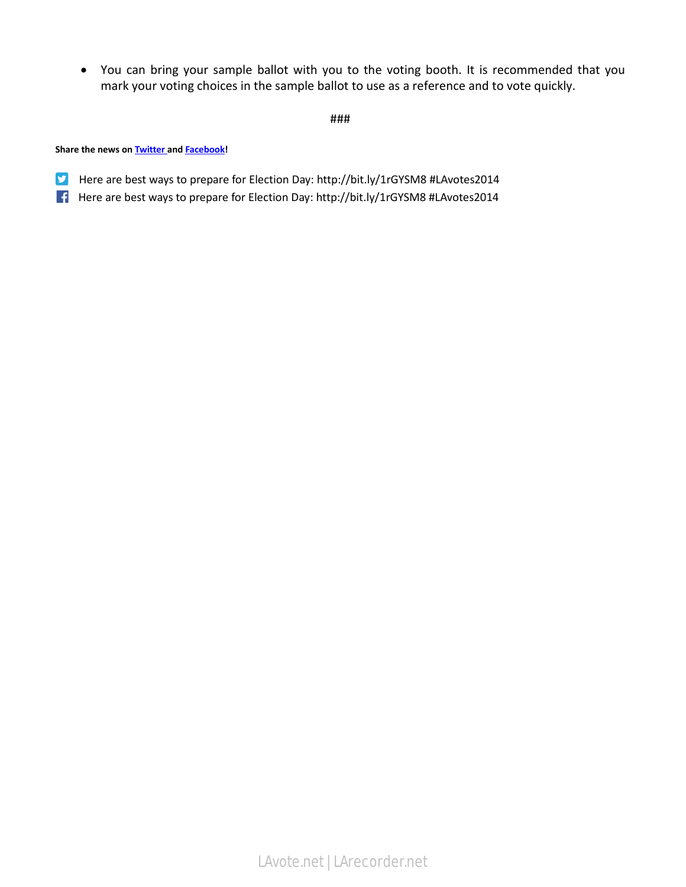- You can bring your sample ballot with you to the voting booth. It is recommended that you mark your voting choices in the sample ballot to use as a reference and to vote quickly.

###

**Share the news on Twitter and Facebook!**

Here are best ways to prepare for Election Day: http://bit.ly/1rGYSM8 #LAvotes2014

Here are best ways to prepare for Election Day: http://bit.ly/1rGYSM8 #LAvotes2014